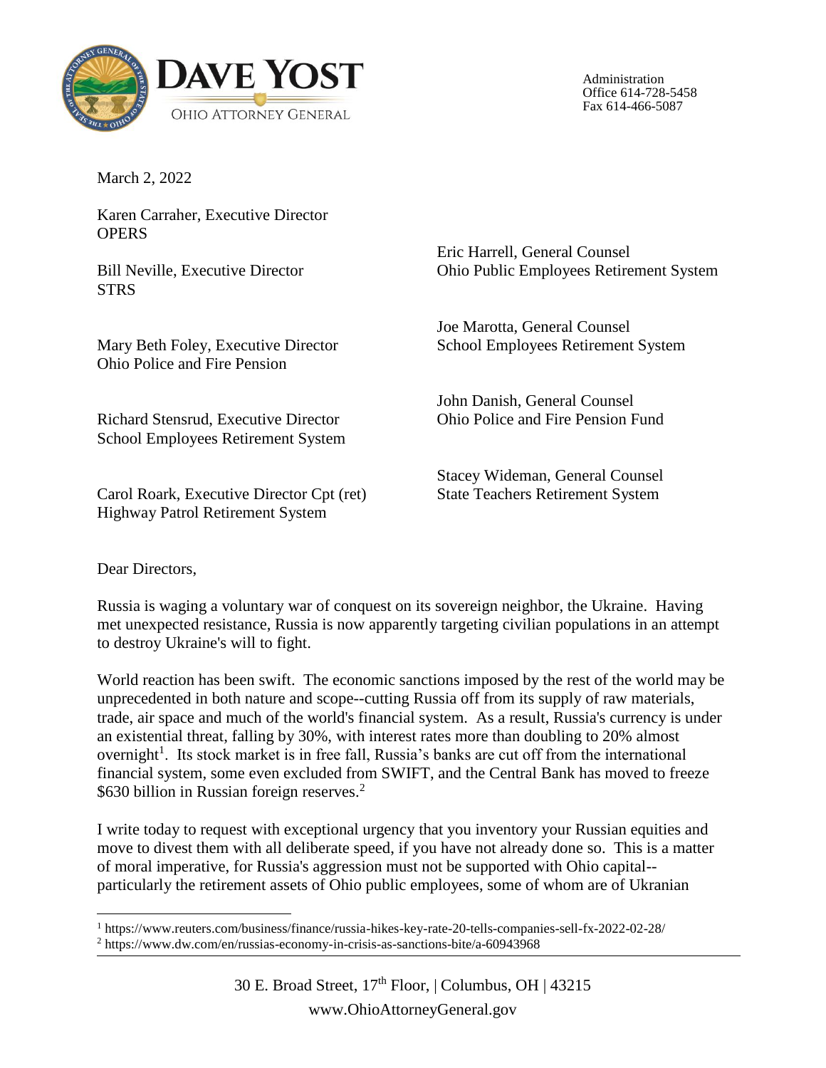**DAVE YOST**

OHIO ATTORNEY GENERAL

Administration
Office 614-728-5458
Fax 614-466-5087

March 2, 2022

Karen Carraher, Executive Director
OPERS

Bill Neville, Executive Director
STRS

Mary Beth Foley, Executive Director
Ohio Police and Fire Pension

Richard Stensrud, Executive Director
School Employees Retirement System

Carol Roark, Executive Director Cpt (ret)
Highway Patrol Retirement System

Eric Harrell, General Counsel
Ohio Public Employees Retirement System

Joe Marotta, General Counsel
School Employees Retirement System

John Danish, General Counsel
Ohio Police and Fire Pension Fund

Stacey Wideman, General Counsel
State Teachers Retirement System

Dear Directors,

Russia is waging a voluntary war of conquest on its sovereign neighbor, the Ukraine. Having met unexpected resistance, Russia is now apparently targeting civilian populations in an attempt to destroy Ukraine's will to fight.

World reaction has been swift. The economic sanctions imposed by the rest of the world may be unprecedented in both nature and scope--cutting Russia off from its supply of raw materials, trade, air space and much of the world's financial system. As a result, Russia's currency is under an existential threat, falling by 30%, with interest rates more than doubling to 20% almost overnight[1]. Its stock market is in free fall, Russia's banks are cut off from the international financial system, some even excluded from SWIFT, and the Central Bank has moved to freeze $630 billion in Russian foreign reserves.[2]

I write today to request with exceptional urgency that you inventory your Russian equities and move to divest them with all deliberate speed, if you have not already done so. This is a matter of moral imperative, for Russia's aggression must not be supported with Ohio capital--particularly the retirement assets of Ohio public employees, some of whom are of Ukranian

[1] https://www.reuters.com/business/finance/russia-hikes-key-rate-20-tells-companies-sell-fx-2022-02-28/

[2] https://www.dw.com/en/russias-economy-in-crisis-as-sanctions-bite/a-60943968

30 E. Broad Street, 17th Floor, | Columbus, OH | 43215
www.OhioAttorneyGeneral.gov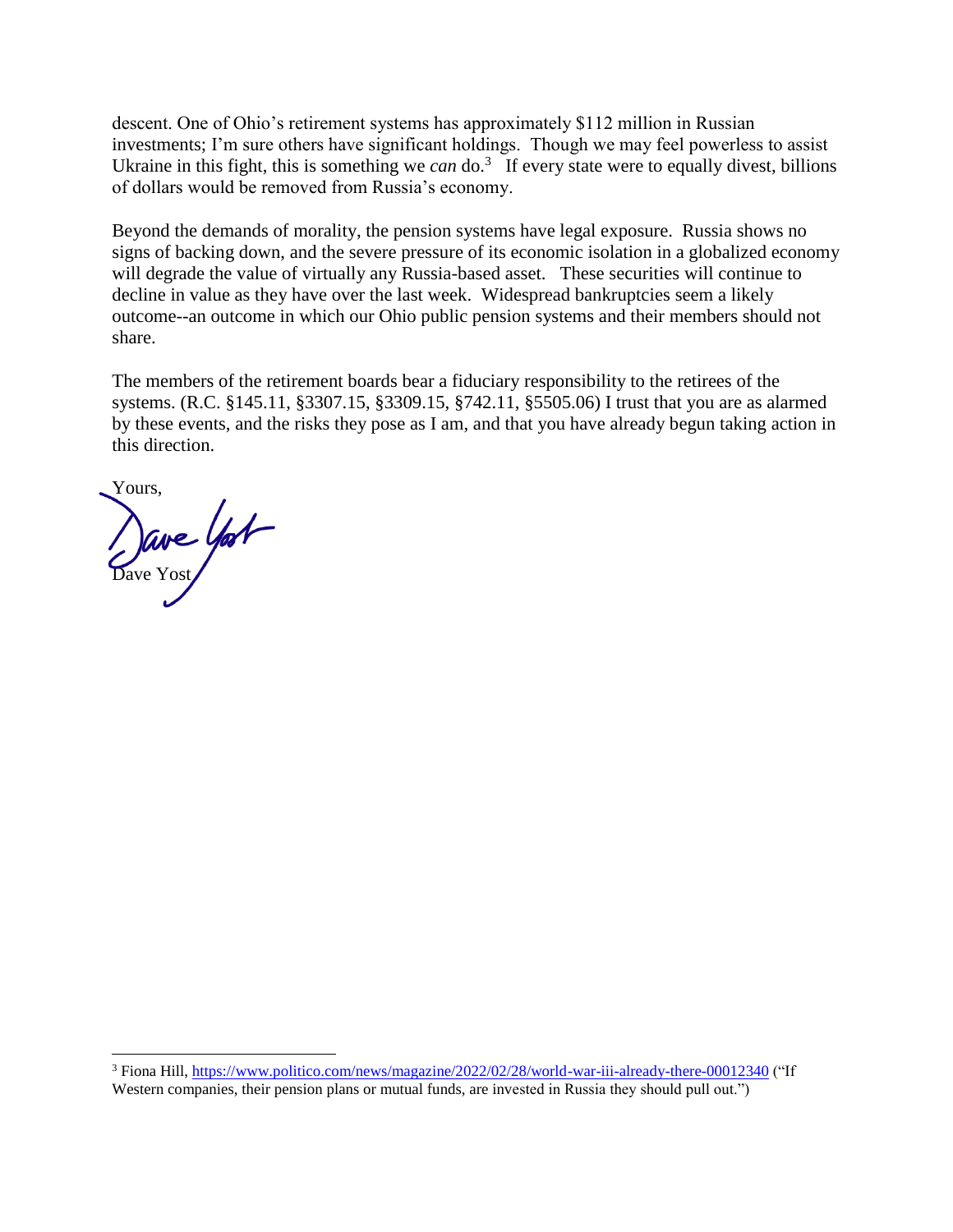descent. One of Ohio's retirement systems has approximately $112 million in Russian investments; I'm sure others have significant holdings. Though we may feel powerless to assist Ukraine in this fight, this is something we *can* do.[3] If every state were to equally divest, billions of dollars would be removed from Russia's economy.

Beyond the demands of morality, the pension systems have legal exposure. Russia shows no signs of backing down, and the severe pressure of its economic isolation in a globalized economy will degrade the value of virtually any Russia-based asset. These securities will continue to decline in value as they have over the last week. Widespread bankruptcies seem a likely outcome--an outcome in which our Ohio public pension systems and their members should not share.

The members of the retirement boards bear a fiduciary responsibility to the retirees of the systems. (R.C. §145.11, §3307.15, §3309.15, §742.11, §5505.06) I trust that you are as alarmed by these events, and the risks they pose as I am, and that you have already begun taking action in this direction.

Yours,

Dave Yost

---

[3] Fiona Hill, https://www.politico.com/news/magazine/2022/02/28/world-war-iii-already-there-00012340 ("If Western companies, their pension plans or mutual funds, are invested in Russia they should pull out.")